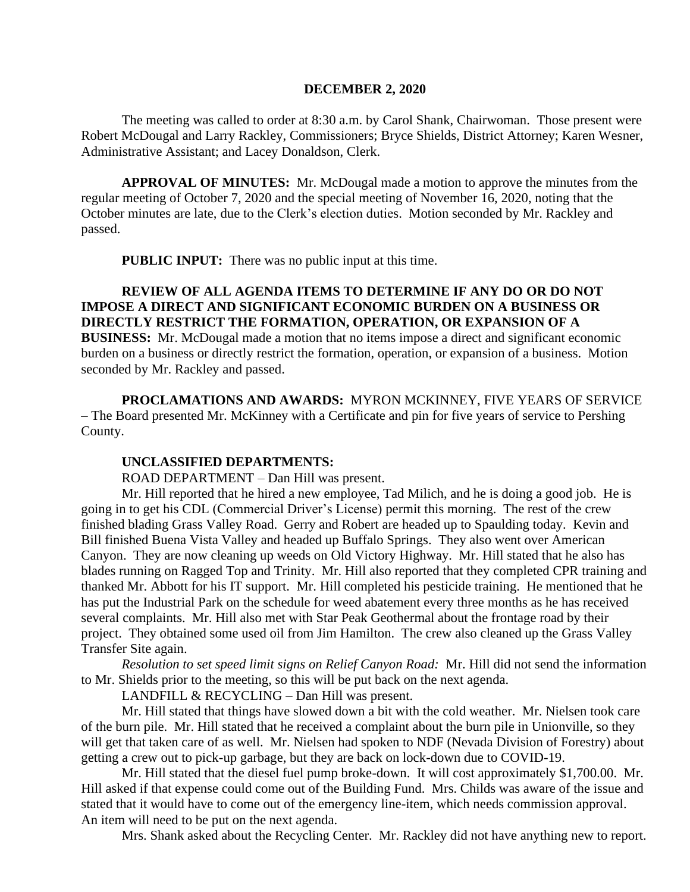**DECEMBER 2, 2020**

The meeting was called to order at 8:30 a.m. by Carol Shank, Chairwoman. Those present were Robert McDougal and Larry Rackley, Commissioners; Bryce Shields, District Attorney; Karen Wesner, Administrative Assistant; and Lacey Donaldson, Clerk.

**APPROVAL OF MINUTES:** Mr. McDougal made a motion to approve the minutes from the regular meeting of October 7, 2020 and the special meeting of November 16, 2020, noting that the October minutes are late, due to the Clerk's election duties. Motion seconded by Mr. Rackley and passed.

**PUBLIC INPUT:** There was no public input at this time.

**REVIEW OF ALL AGENDA ITEMS TO DETERMINE IF ANY DO OR DO NOT IMPOSE A DIRECT AND SIGNIFICANT ECONOMIC BURDEN ON A BUSINESS OR DIRECTLY RESTRICT THE FORMATION, OPERATION, OR EXPANSION OF A BUSINESS:** Mr. McDougal made a motion that no items impose a direct and significant economic burden on a business or directly restrict the formation, operation, or expansion of a business. Motion seconded by Mr. Rackley and passed.

**PROCLAMATIONS AND AWARDS:** MYRON MCKINNEY, FIVE YEARS OF SERVICE – The Board presented Mr. McKinney with a Certificate and pin for five years of service to Pershing County.

**UNCLASSIFIED DEPARTMENTS:**

ROAD DEPARTMENT – Dan Hill was present.

Mr. Hill reported that he hired a new employee, Tad Milich, and he is doing a good job. He is going in to get his CDL (Commercial Driver's License) permit this morning. The rest of the crew finished blading Grass Valley Road. Gerry and Robert are headed up to Spaulding today. Kevin and Bill finished Buena Vista Valley and headed up Buffalo Springs. They also went over American Canyon. They are now cleaning up weeds on Old Victory Highway. Mr. Hill stated that he also has blades running on Ragged Top and Trinity. Mr. Hill also reported that they completed CPR training and thanked Mr. Abbott for his IT support. Mr. Hill completed his pesticide training. He mentioned that he has put the Industrial Park on the schedule for weed abatement every three months as he has received several complaints. Mr. Hill also met with Star Peak Geothermal about the frontage road by their project. They obtained some used oil from Jim Hamilton. The crew also cleaned up the Grass Valley Transfer Site again.

*Resolution to set speed limit signs on Relief Canyon Road:* Mr. Hill did not send the information to Mr. Shields prior to the meeting, so this will be put back on the next agenda.

LANDFILL & RECYCLING – Dan Hill was present.

Mr. Hill stated that things have slowed down a bit with the cold weather. Mr. Nielsen took care of the burn pile. Mr. Hill stated that he received a complaint about the burn pile in Unionville, so they will get that taken care of as well. Mr. Nielsen had spoken to NDF (Nevada Division of Forestry) about getting a crew out to pick-up garbage, but they are back on lock-down due to COVID-19.

Mr. Hill stated that the diesel fuel pump broke-down. It will cost approximately $1,700.00. Mr. Hill asked if that expense could come out of the Building Fund. Mrs. Childs was aware of the issue and stated that it would have to come out of the emergency line-item, which needs commission approval. An item will need to be put on the next agenda.

Mrs. Shank asked about the Recycling Center. Mr. Rackley did not have anything new to report.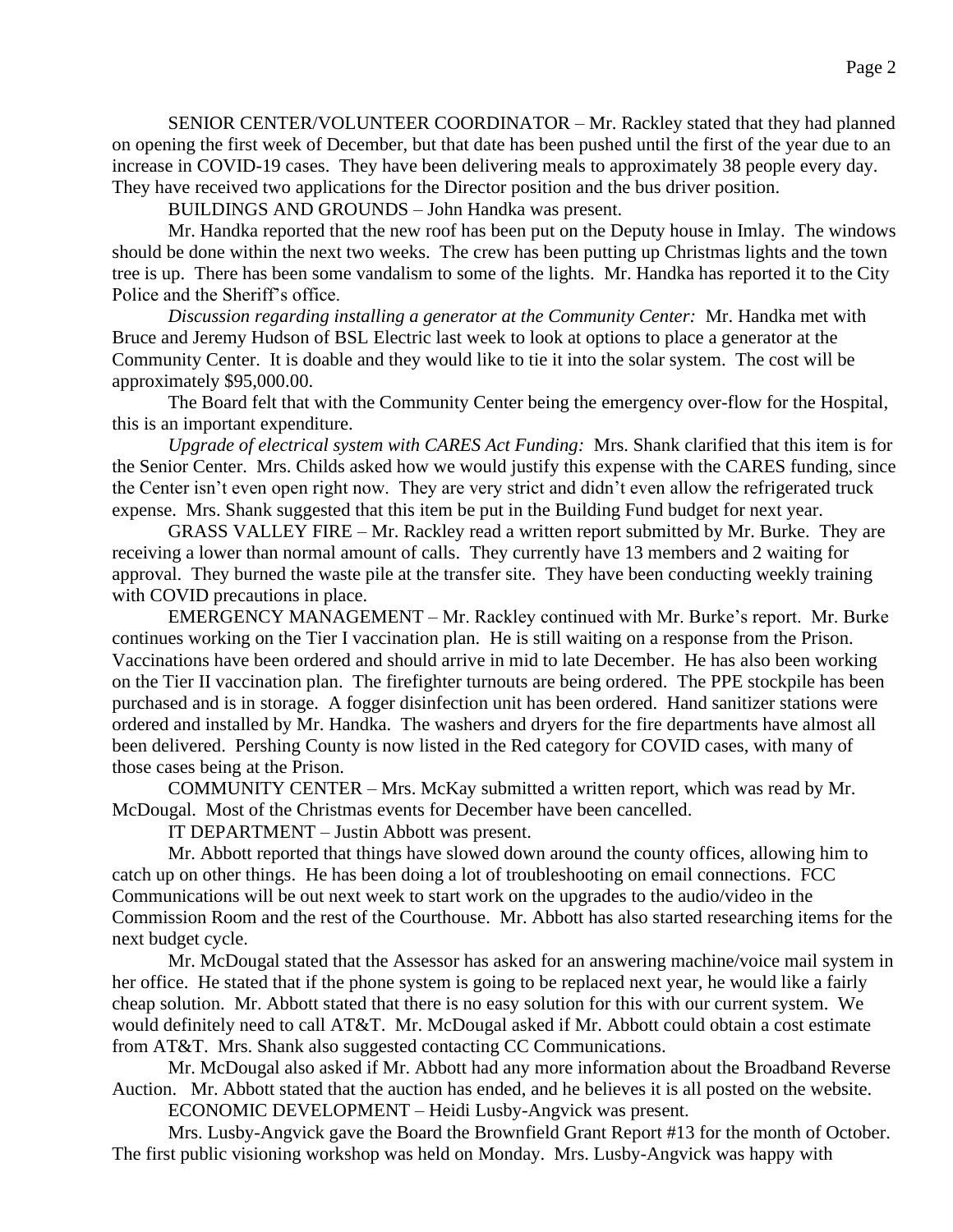SENIOR CENTER/VOLUNTEER COORDINATOR – Mr. Rackley stated that they had planned on opening the first week of December, but that date has been pushed until the first of the year due to an increase in COVID-19 cases. They have been delivering meals to approximately 38 people every day. They have received two applications for the Director position and the bus driver position.

BUILDINGS AND GROUNDS – John Handka was present.

Mr. Handka reported that the new roof has been put on the Deputy house in Imlay. The windows should be done within the next two weeks. The crew has been putting up Christmas lights and the town tree is up. There has been some vandalism to some of the lights. Mr. Handka has reported it to the City Police and the Sheriff's office.

*Discussion regarding installing a generator at the Community Center:* Mr. Handka met with Bruce and Jeremy Hudson of BSL Electric last week to look at options to place a generator at the Community Center. It is doable and they would like to tie it into the solar system. The cost will be approximately $95,000.00.

The Board felt that with the Community Center being the emergency over-flow for the Hospital, this is an important expenditure.

*Upgrade of electrical system with CARES Act Funding:* Mrs. Shank clarified that this item is for the Senior Center. Mrs. Childs asked how we would justify this expense with the CARES funding, since the Center isn't even open right now. They are very strict and didn't even allow the refrigerated truck expense. Mrs. Shank suggested that this item be put in the Building Fund budget for next year.

GRASS VALLEY FIRE – Mr. Rackley read a written report submitted by Mr. Burke. They are receiving a lower than normal amount of calls. They currently have 13 members and 2 waiting for approval. They burned the waste pile at the transfer site. They have been conducting weekly training with COVID precautions in place.

EMERGENCY MANAGEMENT – Mr. Rackley continued with Mr. Burke's report. Mr. Burke continues working on the Tier I vaccination plan. He is still waiting on a response from the Prison. Vaccinations have been ordered and should arrive in mid to late December. He has also been working on the Tier II vaccination plan. The firefighter turnouts are being ordered. The PPE stockpile has been purchased and is in storage. A fogger disinfection unit has been ordered. Hand sanitizer stations were ordered and installed by Mr. Handka. The washers and dryers for the fire departments have almost all been delivered. Pershing County is now listed in the Red category for COVID cases, with many of those cases being at the Prison.

COMMUNITY CENTER – Mrs. McKay submitted a written report, which was read by Mr. McDougal. Most of the Christmas events for December have been cancelled.

IT DEPARTMENT – Justin Abbott was present.

Mr. Abbott reported that things have slowed down around the county offices, allowing him to catch up on other things. He has been doing a lot of troubleshooting on email connections. FCC Communications will be out next week to start work on the upgrades to the audio/video in the Commission Room and the rest of the Courthouse. Mr. Abbott has also started researching items for the next budget cycle.

Mr. McDougal stated that the Assessor has asked for an answering machine/voice mail system in her office. He stated that if the phone system is going to be replaced next year, he would like a fairly cheap solution. Mr. Abbott stated that there is no easy solution for this with our current system. We would definitely need to call AT&T. Mr. McDougal asked if Mr. Abbott could obtain a cost estimate from AT&T. Mrs. Shank also suggested contacting CC Communications.

Mr. McDougal also asked if Mr. Abbott had any more information about the Broadband Reverse Auction. Mr. Abbott stated that the auction has ended, and he believes it is all posted on the website.

ECONOMIC DEVELOPMENT – Heidi Lusby-Angvick was present.

Mrs. Lusby-Angvick gave the Board the Brownfield Grant Report #13 for the month of October. The first public visioning workshop was held on Monday. Mrs. Lusby-Angvick was happy with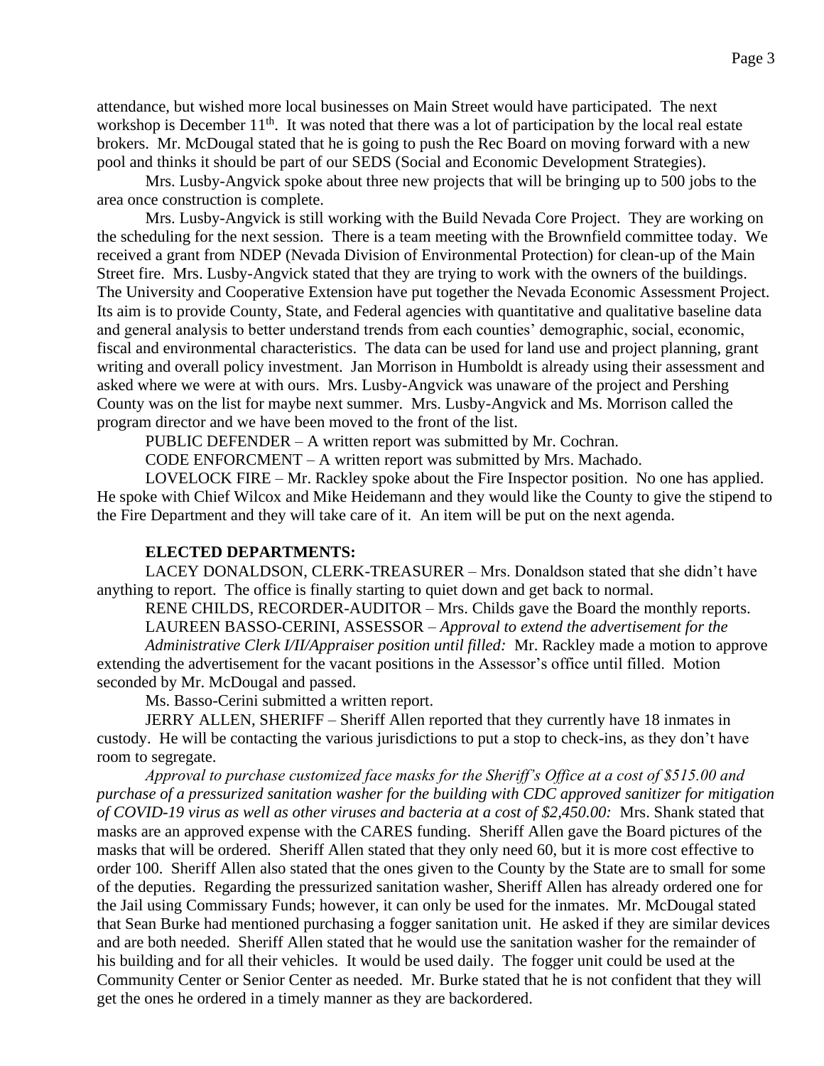attendance, but wished more local businesses on Main Street would have participated. The next workshop is December 11th. It was noted that there was a lot of participation by the local real estate brokers. Mr. McDougal stated that he is going to push the Rec Board on moving forward with a new pool and thinks it should be part of our SEDS (Social and Economic Development Strategies).

Mrs. Lusby-Angvick spoke about three new projects that will be bringing up to 500 jobs to the area once construction is complete.

Mrs. Lusby-Angvick is still working with the Build Nevada Core Project. They are working on the scheduling for the next session. There is a team meeting with the Brownfield committee today. We received a grant from NDEP (Nevada Division of Environmental Protection) for clean-up of the Main Street fire. Mrs. Lusby-Angvick stated that they are trying to work with the owners of the buildings. The University and Cooperative Extension have put together the Nevada Economic Assessment Project. Its aim is to provide County, State, and Federal agencies with quantitative and qualitative baseline data and general analysis to better understand trends from each counties' demographic, social, economic, fiscal and environmental characteristics. The data can be used for land use and project planning, grant writing and overall policy investment. Jan Morrison in Humboldt is already using their assessment and asked where we were at with ours. Mrs. Lusby-Angvick was unaware of the project and Pershing County was on the list for maybe next summer. Mrs. Lusby-Angvick and Ms. Morrison called the program director and we have been moved to the front of the list.

PUBLIC DEFENDER – A written report was submitted by Mr. Cochran.

CODE ENFORCMENT – A written report was submitted by Mrs. Machado.

LOVELOCK FIRE – Mr. Rackley spoke about the Fire Inspector position. No one has applied. He spoke with Chief Wilcox and Mike Heidemann and they would like the County to give the stipend to the Fire Department and they will take care of it. An item will be put on the next agenda.

**ELECTED DEPARTMENTS:**

LACEY DONALDSON, CLERK-TREASURER – Mrs. Donaldson stated that she didn't have anything to report. The office is finally starting to quiet down and get back to normal.

RENE CHILDS, RECORDER-AUDITOR – Mrs. Childs gave the Board the monthly reports.

LAUREEN BASSO-CERINI, ASSESSOR – *Approval to extend the advertisement for the Administrative Clerk I/II/Appraiser position until filled:* Mr. Rackley made a motion to approve extending the advertisement for the vacant positions in the Assessor's office until filled. Motion seconded by Mr. McDougal and passed.

Ms. Basso-Cerini submitted a written report.

JERRY ALLEN, SHERIFF – Sheriff Allen reported that they currently have 18 inmates in custody. He will be contacting the various jurisdictions to put a stop to check-ins, as they don't have room to segregate.

*Approval to purchase customized face masks for the Sheriff's Office at a cost of $515.00 and purchase of a pressurized sanitation washer for the building with CDC approved sanitizer for mitigation of COVID-19 virus as well as other viruses and bacteria at a cost of $2,450.00:* Mrs. Shank stated that masks are an approved expense with the CARES funding. Sheriff Allen gave the Board pictures of the masks that will be ordered. Sheriff Allen stated that they only need 60, but it is more cost effective to order 100. Sheriff Allen also stated that the ones given to the County by the State are to small for some of the deputies. Regarding the pressurized sanitation washer, Sheriff Allen has already ordered one for the Jail using Commissary Funds; however, it can only be used for the inmates. Mr. McDougal stated that Sean Burke had mentioned purchasing a fogger sanitation unit. He asked if they are similar devices and are both needed. Sheriff Allen stated that he would use the sanitation washer for the remainder of his building and for all their vehicles. It would be used daily. The fogger unit could be used at the Community Center or Senior Center as needed. Mr. Burke stated that he is not confident that they will get the ones he ordered in a timely manner as they are backordered.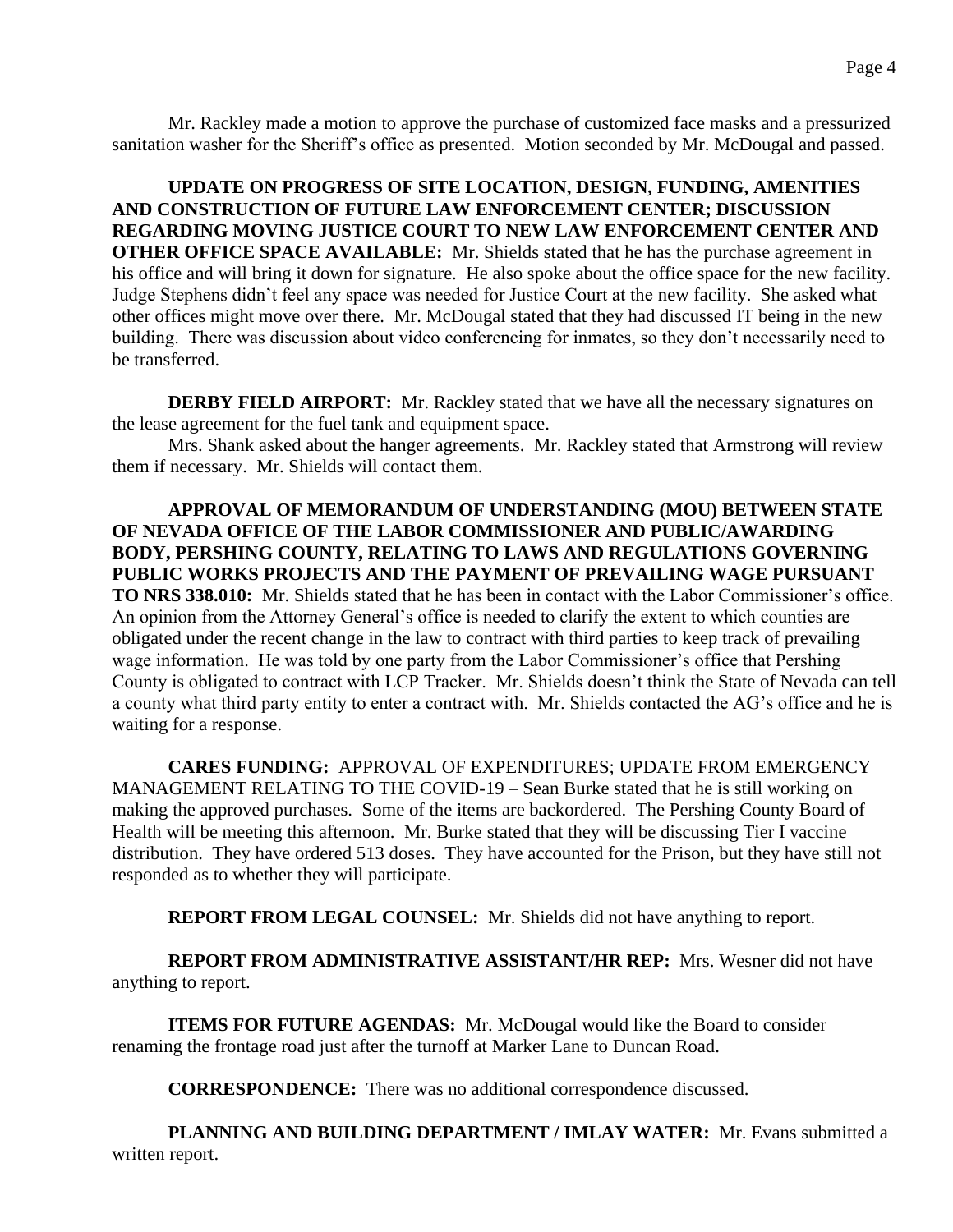Mr. Rackley made a motion to approve the purchase of customized face masks and a pressurized sanitation washer for the Sheriff's office as presented. Motion seconded by Mr. McDougal and passed.

**UPDATE ON PROGRESS OF SITE LOCATION, DESIGN, FUNDING, AMENITIES AND CONSTRUCTION OF FUTURE LAW ENFORCEMENT CENTER; DISCUSSION REGARDING MOVING JUSTICE COURT TO NEW LAW ENFORCEMENT CENTER AND OTHER OFFICE SPACE AVAILABLE:** Mr. Shields stated that he has the purchase agreement in his office and will bring it down for signature. He also spoke about the office space for the new facility. Judge Stephens didn't feel any space was needed for Justice Court at the new facility. She asked what other offices might move over there. Mr. McDougal stated that they had discussed IT being in the new building. There was discussion about video conferencing for inmates, so they don't necessarily need to be transferred.

**DERBY FIELD AIRPORT:** Mr. Rackley stated that we have all the necessary signatures on the lease agreement for the fuel tank and equipment space.

Mrs. Shank asked about the hanger agreements. Mr. Rackley stated that Armstrong will review them if necessary. Mr. Shields will contact them.

**APPROVAL OF MEMORANDUM OF UNDERSTANDING (MOU) BETWEEN STATE OF NEVADA OFFICE OF THE LABOR COMMISSIONER AND PUBLIC/AWARDING BODY, PERSHING COUNTY, RELATING TO LAWS AND REGULATIONS GOVERNING PUBLIC WORKS PROJECTS AND THE PAYMENT OF PREVAILING WAGE PURSUANT TO NRS 338.010:** Mr. Shields stated that he has been in contact with the Labor Commissioner's office. An opinion from the Attorney General's office is needed to clarify the extent to which counties are obligated under the recent change in the law to contract with third parties to keep track of prevailing wage information. He was told by one party from the Labor Commissioner's office that Pershing County is obligated to contract with LCP Tracker. Mr. Shields doesn't think the State of Nevada can tell a county what third party entity to enter a contract with. Mr. Shields contacted the AG's office and he is waiting for a response.

**CARES FUNDING:** APPROVAL OF EXPENDITURES; UPDATE FROM EMERGENCY MANAGEMENT RELATING TO THE COVID-19 – Sean Burke stated that he is still working on making the approved purchases. Some of the items are backordered. The Pershing County Board of Health will be meeting this afternoon. Mr. Burke stated that they will be discussing Tier I vaccine distribution. They have ordered 513 doses. They have accounted for the Prison, but they have still not responded as to whether they will participate.

**REPORT FROM LEGAL COUNSEL:** Mr. Shields did not have anything to report.

**REPORT FROM ADMINISTRATIVE ASSISTANT/HR REP:** Mrs. Wesner did not have anything to report.

**ITEMS FOR FUTURE AGENDAS:** Mr. McDougal would like the Board to consider renaming the frontage road just after the turnoff at Marker Lane to Duncan Road.

**CORRESPONDENCE:** There was no additional correspondence discussed.

**PLANNING AND BUILDING DEPARTMENT / IMLAY WATER:** Mr. Evans submitted a written report.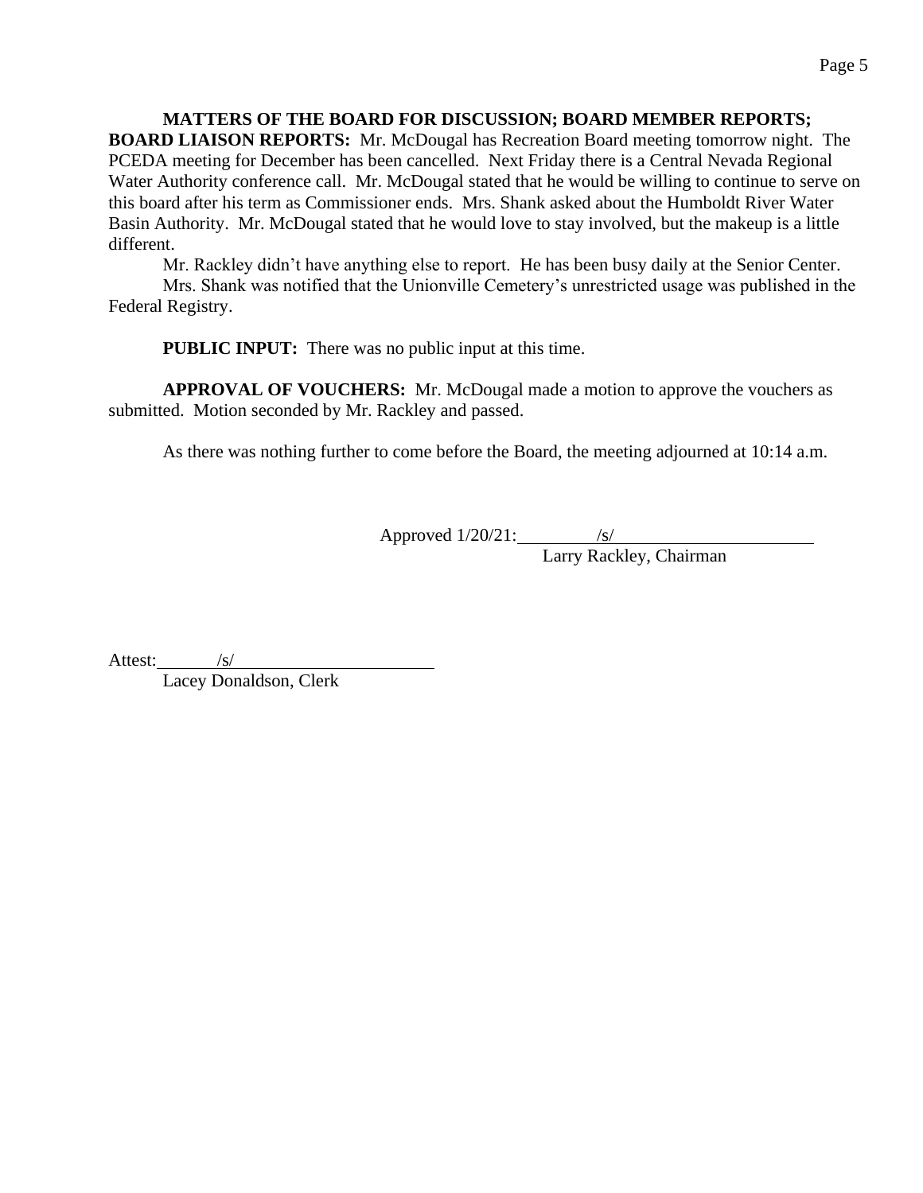**MATTERS OF THE BOARD FOR DISCUSSION; BOARD MEMBER REPORTS; BOARD LIAISON REPORTS:** Mr. McDougal has Recreation Board meeting tomorrow night. The PCEDA meeting for December has been cancelled. Next Friday there is a Central Nevada Regional Water Authority conference call. Mr. McDougal stated that he would be willing to continue to serve on this board after his term as Commissioner ends. Mrs. Shank asked about the Humboldt River Water Basin Authority. Mr. McDougal stated that he would love to stay involved, but the makeup is a little different.

Mr. Rackley didn't have anything else to report. He has been busy daily at the Senior Center.

Mrs. Shank was notified that the Unionville Cemetery's unrestricted usage was published in the Federal Registry.

**PUBLIC INPUT:** There was no public input at this time.

**APPROVAL OF VOUCHERS:** Mr. McDougal made a motion to approve the vouchers as submitted. Motion seconded by Mr. Rackley and passed.

As there was nothing further to come before the Board, the meeting adjourned at 10:14 a.m.

Approved 1/20/21: /s/
Larry Rackley, Chairman

Attest: /s/
Lacey Donaldson, Clerk